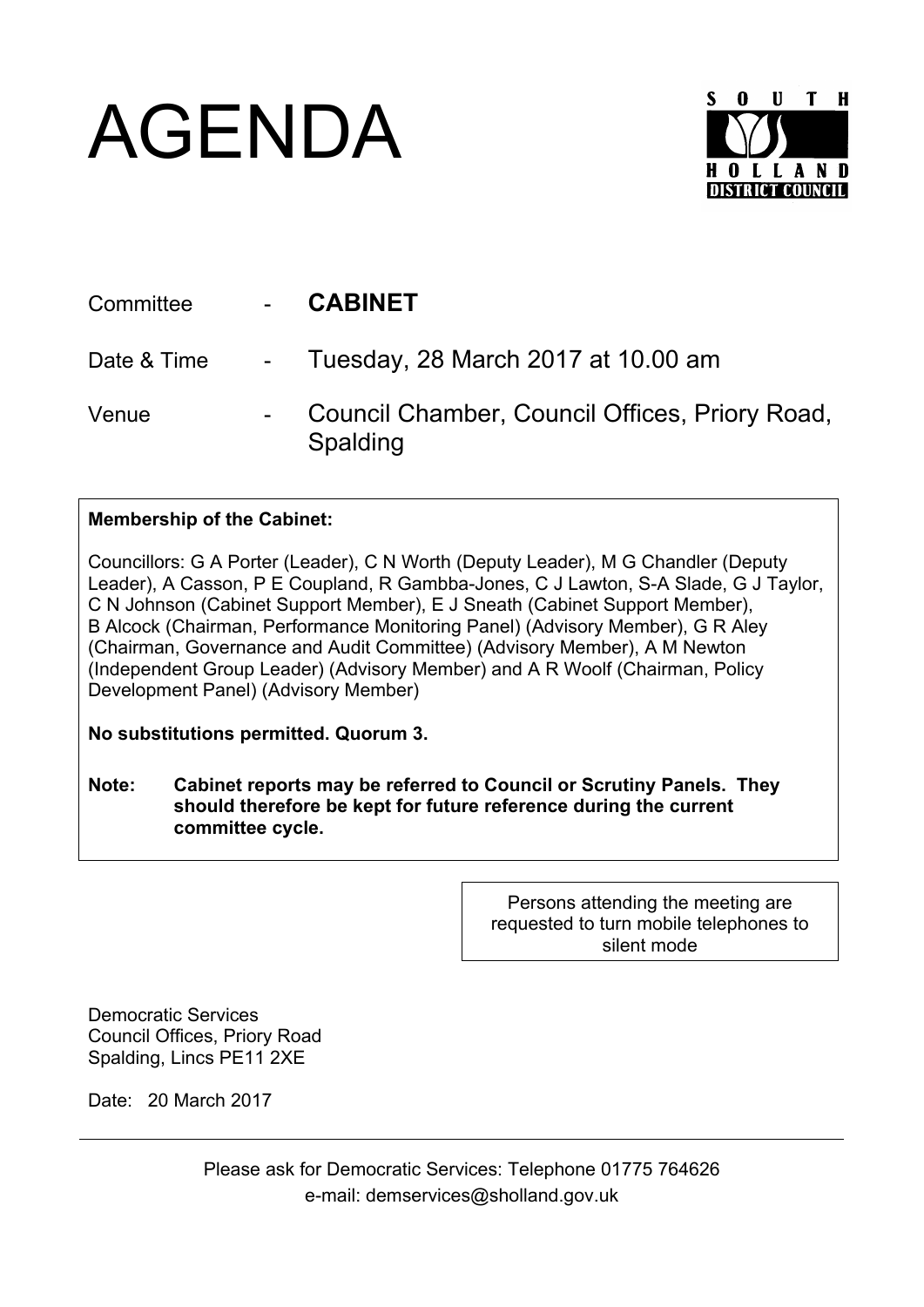# AGENDA

SOUTH HOLLAND DISTRICT COUNCIL

| | | |
|---|---|---|
| Committee | - | **CABINET** |
| Date & Time | - | Tuesday, 28 March 2017 at 10.00 am |
| Venue | - | Council Chamber, Council Offices, Priory Road, Spalding |

**Membership of the Cabinet:**

Councillors: G A Porter (Leader), C N Worth (Deputy Leader), M G Chandler (Deputy Leader), A Casson, P E Coupland, R Gambba-Jones, C J Lawton, S-A Slade, G J Taylor, C N Johnson (Cabinet Support Member), E J Sneath (Cabinet Support Member), B Alcock (Chairman, Performance Monitoring Panel) (Advisory Member), G R Aley (Chairman, Governance and Audit Committee) (Advisory Member), A M Newton (Independent Group Leader) (Advisory Member) and A R Woolf (Chairman, Policy Development Panel) (Advisory Member)

**No substitutions permitted. Quorum 3.**

**Note: Cabinet reports may be referred to Council or Scrutiny Panels. They should therefore be kept for future reference during the current committee cycle.**

Persons attending the meeting are requested to turn mobile telephones to silent mode

Democratic Services
Council Offices, Priory Road
Spalding, Lincs PE11 2XE

Date: 20 March 2017

Please ask for Democratic Services: Telephone 01775 764626
e-mail: demservices@sholland.gov.uk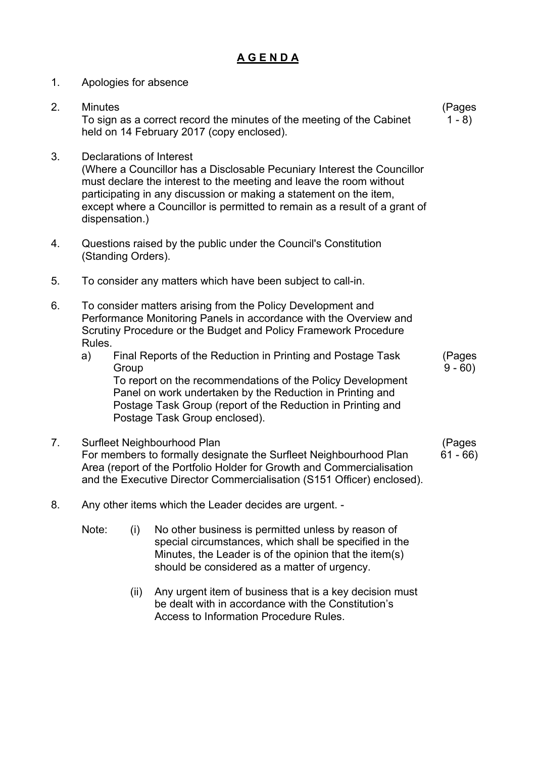# A G E N D A

1. Apologies for absence

2. Minutes (Pages 1 - 8)
   To sign as a correct record the minutes of the meeting of the Cabinet held on 14 February 2017 (copy enclosed).

3. Declarations of Interest
   (Where a Councillor has a Disclosable Pecuniary Interest the Councillor must declare the interest to the meeting and leave the room without participating in any discussion or making a statement on the item, except where a Councillor is permitted to remain as a result of a grant of dispensation.)

4. Questions raised by the public under the Council's Constitution (Standing Orders).

5. To consider any matters which have been subject to call-in.

6. To consider matters arising from the Policy Development and Performance Monitoring Panels in accordance with the Overview and Scrutiny Procedure or the Budget and Policy Framework Procedure Rules.
   a) Final Reports of the Reduction in Printing and Postage Task Group (Pages 9 - 60)
      To report on the recommendations of the Policy Development Panel on work undertaken by the Reduction in Printing and Postage Task Group (report of the Reduction in Printing and Postage Task Group enclosed).

7. Surfleet Neighbourhood Plan (Pages 61 - 66)
   For members to formally designate the Surfleet Neighbourhood Plan Area (report of the Portfolio Holder for Growth and Commercialisation and the Executive Director Commercialisation (S151 Officer) enclosed).

8. Any other items which the Leader decides are urgent. -

   Note:
   (i) No other business is permitted unless by reason of special circumstances, which shall be specified in the Minutes, the Leader is of the opinion that the item(s) should be considered as a matter of urgency.

   (ii) Any urgent item of business that is a key decision must be dealt with in accordance with the Constitution's Access to Information Procedure Rules.